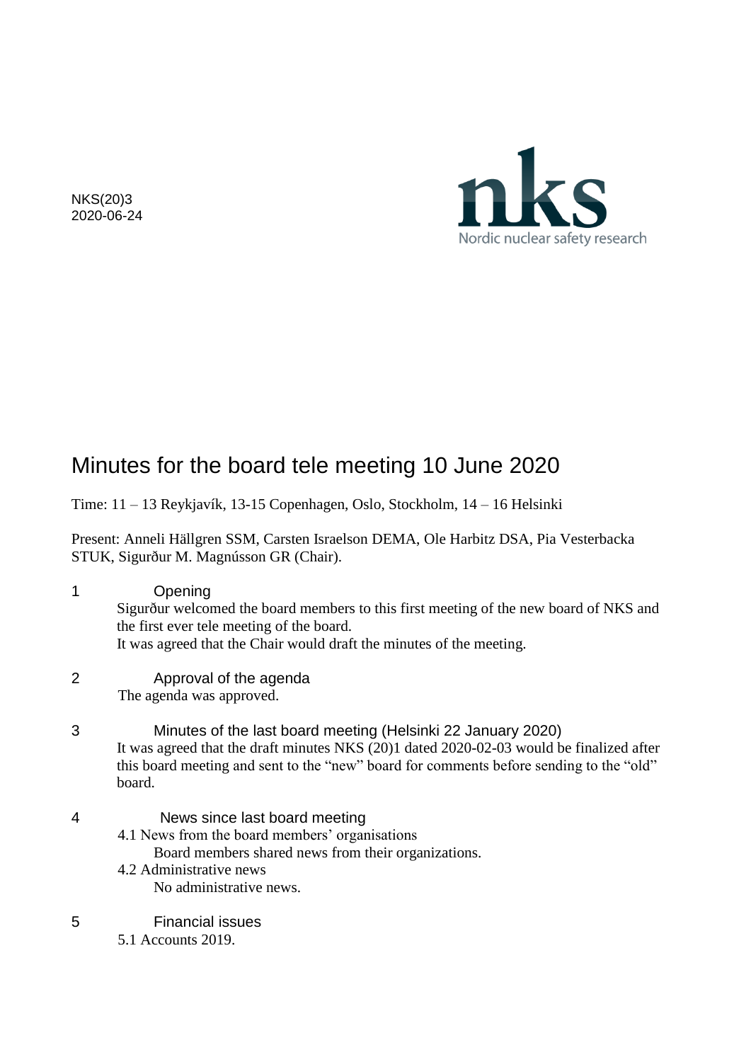NKS(20)3
2020-06-24

nks
Nordic nuclear safety research

# Minutes for the board tele meeting 10 June 2020

Time: 11 – 13 Reykjavík, 13-15 Copenhagen, Oslo, Stockholm, 14 – 16 Helsinki

Present: Anneli Hällgren SSM, Carsten Israelson DEMA, Ole Harbitz DSA, Pia Vesterbacka STUK, Sigurður M. Magnússon GR (Chair).

## 1 Opening

Sigurður welcomed the board members to this first meeting of the new board of NKS and the first ever tele meeting of the board.
It was agreed that the Chair would draft the minutes of the meeting.

## 2 Approval of the agenda

The agenda was approved.

## 3 Minutes of the last board meeting (Helsinki 22 January 2020)

It was agreed that the draft minutes NKS (20)1 dated 2020-02-03 would be finalized after this board meeting and sent to the "new" board for comments before sending to the "old" board.

## 4 News since last board meeting

4.1 News from the board members' organisations

Board members shared news from their organizations.

4.2 Administrative news

No administrative news.

## 5 Financial issues

5.1 Accounts 2019.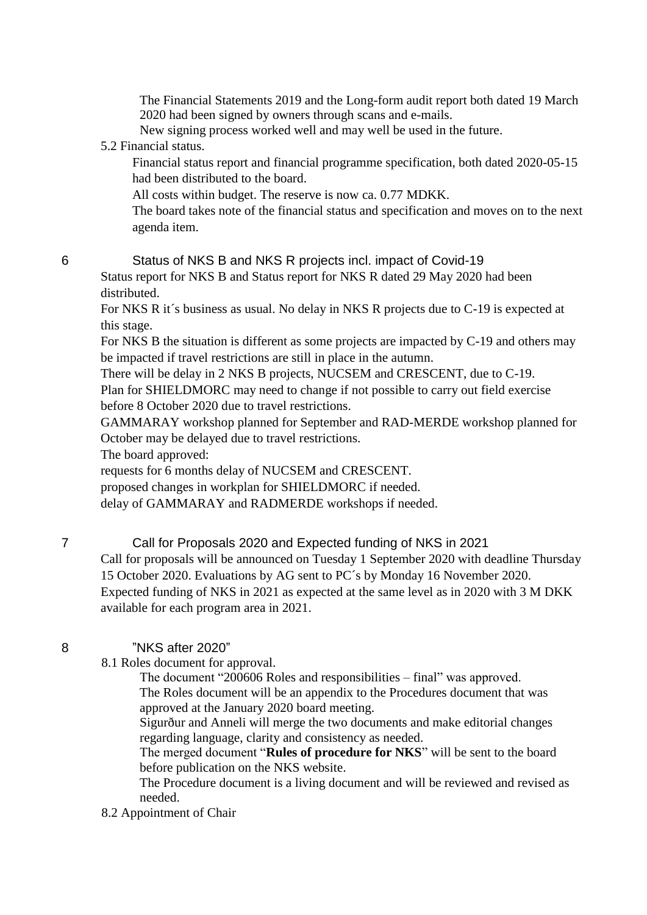The Financial Statements 2019 and the Long-form audit report both dated 19 March 2020 had been signed by owners through scans and e-mails.

New signing process worked well and may well be used in the future.

5.2 Financial status.

Financial status report and financial programme specification, both dated 2020-05-15 had been distributed to the board.

All costs within budget. The reserve is now ca. 0.77 MDKK.

The board takes note of the financial status and specification and moves on to the next agenda item.

## 6 Status of NKS B and NKS R projects incl. impact of Covid-19

Status report for NKS B and Status report for NKS R dated 29 May 2020 had been distributed.

For NKS R it´s business as usual. No delay in NKS R projects due to C-19 is expected at this stage.

For NKS B the situation is different as some projects are impacted by C-19 and others may be impacted if travel restrictions are still in place in the autumn.

There will be delay in 2 NKS B projects, NUCSEM and CRESCENT, due to C-19.

Plan for SHIELDMORC may need to change if not possible to carry out field exercise before 8 October 2020 due to travel restrictions.

GAMMARAY workshop planned for September and RAD-MERDE workshop planned for October may be delayed due to travel restrictions.

The board approved:

requests for 6 months delay of NUCSEM and CRESCENT.

proposed changes in workplan for SHIELDMORC if needed.

delay of GAMMARAY and RADMERDE workshops if needed.

## 7 Call for Proposals 2020 and Expected funding of NKS in 2021

Call for proposals will be announced on Tuesday 1 September 2020 with deadline Thursday 15 October 2020. Evaluations by AG sent to PC´s by Monday 16 November 2020.

Expected funding of NKS in 2021 as expected at the same level as in 2020 with 3 M DKK available for each program area in 2021.

## 8 "NKS after 2020"

8.1 Roles document for approval.

The document "200606 Roles and responsibilities – final" was approved.

The Roles document will be an appendix to the Procedures document that was approved at the January 2020 board meeting.

Sigurður and Anneli will merge the two documents and make editorial changes regarding language, clarity and consistency as needed.

The merged document "**Rules of procedure for NKS**" will be sent to the board before publication on the NKS website.

The Procedure document is a living document and will be reviewed and revised as needed.

8.2 Appointment of Chair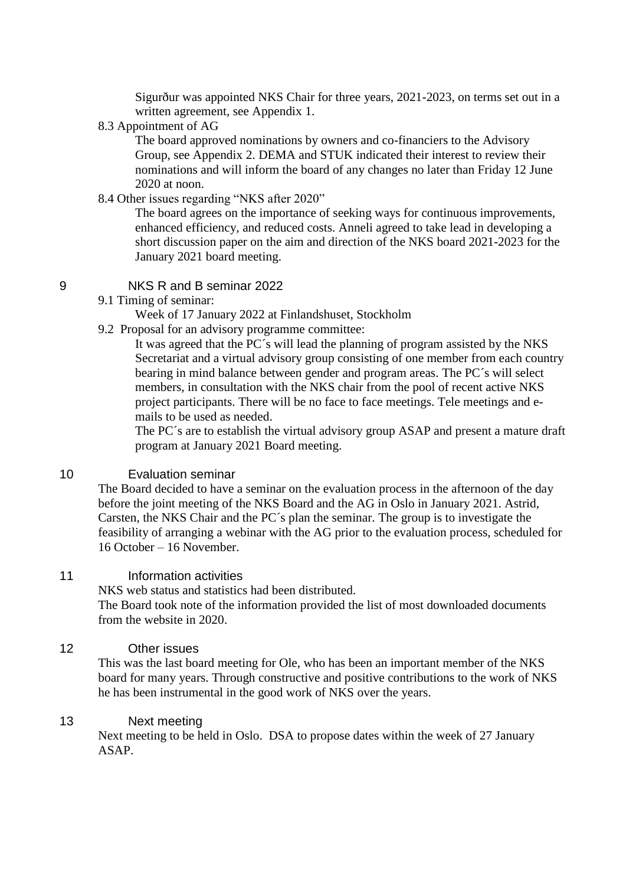Sigurður was appointed NKS Chair for three years, 2021-2023, on terms set out in a written agreement, see Appendix 1.

8.3 Appointment of AG

The board approved nominations by owners and co-financiers to the Advisory Group, see Appendix 2. DEMA and STUK indicated their interest to review their nominations and will inform the board of any changes no later than Friday 12 June 2020 at noon.

8.4 Other issues regarding "NKS after 2020"

The board agrees on the importance of seeking ways for continuous improvements, enhanced efficiency, and reduced costs. Anneli agreed to take lead in developing a short discussion paper on the aim and direction of the NKS board 2021-2023 for the January 2021 board meeting.

## 9 NKS R and B seminar 2022

9.1 Timing of seminar:

Week of 17 January 2022 at Finlandshuset, Stockholm

9.2 Proposal for an advisory programme committee:

It was agreed that the PC´s will lead the planning of program assisted by the NKS Secretariat and a virtual advisory group consisting of one member from each country bearing in mind balance between gender and program areas. The PC´s will select members, in consultation with the NKS chair from the pool of recent active NKS project participants. There will be no face to face meetings. Tele meetings and e-mails to be used as needed.

The PC´s are to establish the virtual advisory group ASAP and present a mature draft program at January 2021 Board meeting.

## 10 Evaluation seminar

The Board decided to have a seminar on the evaluation process in the afternoon of the day before the joint meeting of the NKS Board and the AG in Oslo in January 2021. Astrid, Carsten, the NKS Chair and the PC´s plan the seminar. The group is to investigate the feasibility of arranging a webinar with the AG prior to the evaluation process, scheduled for 16 October – 16 November.

## 11 Information activities

NKS web status and statistics had been distributed.

The Board took note of the information provided the list of most downloaded documents from the website in 2020.

## 12 Other issues

This was the last board meeting for Ole, who has been an important member of the NKS board for many years. Through constructive and positive contributions to the work of NKS he has been instrumental in the good work of NKS over the years.

## 13 Next meeting

Next meeting to be held in Oslo. DSA to propose dates within the week of 27 January ASAP.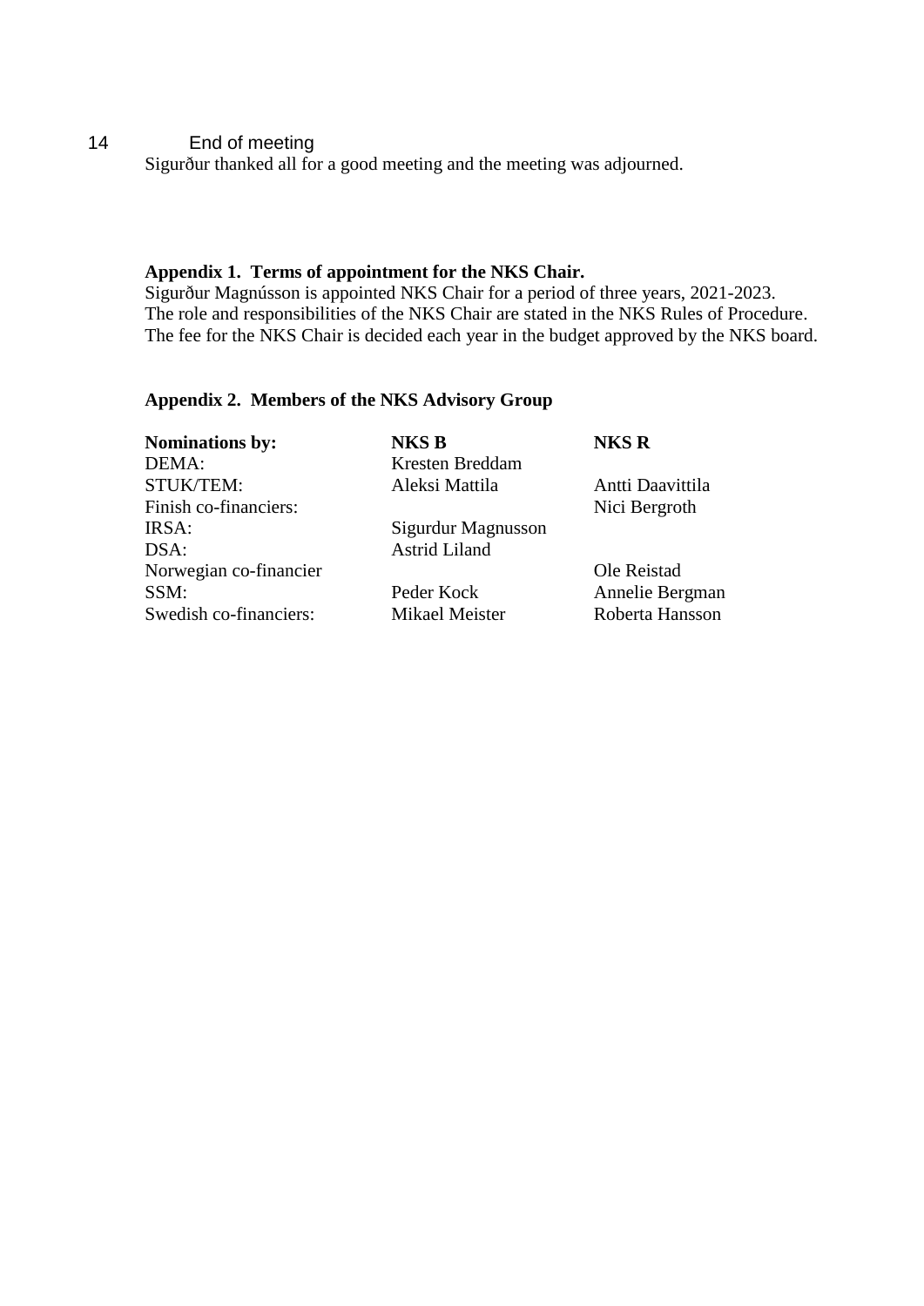## 14 End of meeting

Sigurður thanked all for a good meeting and the meeting was adjourned.

**Appendix 1. Terms of appointment for the NKS Chair.**

Sigurður Magnússon is appointed NKS Chair for a period of three years, 2021-2023.
The role and responsibilities of the NKS Chair are stated in the NKS Rules of Procedure.
The fee for the NKS Chair is decided each year in the budget approved by the NKS board.

**Appendix 2. Members of the NKS Advisory Group**

| **Nominations by:** | **NKS B** | **NKS R** |
|---|---|---|
| DEMA: | Kresten Breddam | |
| STUK/TEM: | Aleksi Mattila | Antti Daavittila |
| Finish co-financiers: | | Nici Bergroth |
| IRSA: | Sigurdur Magnusson | |
| DSA: | Astrid Liland | |
| Norwegian co-financier | | Ole Reistad |
| SSM: | Peder Kock | Annelie Bergman |
| Swedish co-financiers: | Mikael Meister | Roberta Hansson |